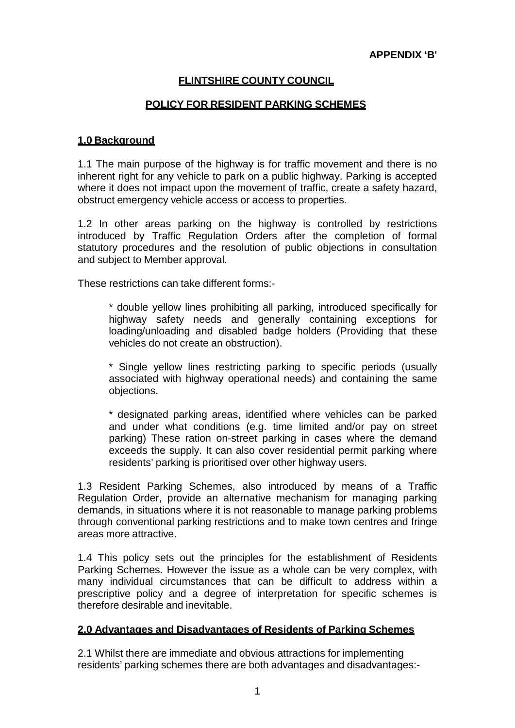**APPENDIX 'B'**

# FLINTSHIRE COUNTY COUNCIL

## POLICY FOR RESIDENT PARKING SCHEMES

### 1.0 Background

1.1 The main purpose of the highway is for traffic movement and there is no inherent right for any vehicle to park on a public highway. Parking is accepted where it does not impact upon the movement of traffic, create a safety hazard, obstruct emergency vehicle access or access to properties.

1.2 In other areas parking on the highway is controlled by restrictions introduced by Traffic Regulation Orders after the completion of formal statutory procedures and the resolution of public objections in consultation and subject to Member approval.

These restrictions can take different forms:-

> * double yellow lines prohibiting all parking, introduced specifically for highway safety needs and generally containing exceptions for loading/unloading and disabled badge holders (Providing that these vehicles do not create an obstruction).
>
> * Single yellow lines restricting parking to specific periods (usually associated with highway operational needs) and containing the same objections.
>
> * designated parking areas, identified where vehicles can be parked and under what conditions (e.g. time limited and/or pay on street parking) These ration on-street parking in cases where the demand exceeds the supply. It can also cover residential permit parking where residents' parking is prioritised over other highway users.

1.3 Resident Parking Schemes, also introduced by means of a Traffic Regulation Order, provide an alternative mechanism for managing parking demands, in situations where it is not reasonable to manage parking problems through conventional parking restrictions and to make town centres and fringe areas more attractive.

1.4 This policy sets out the principles for the establishment of Residents Parking Schemes. However the issue as a whole can be very complex, with many individual circumstances that can be difficult to address within a prescriptive policy and a degree of interpretation for specific schemes is therefore desirable and inevitable.

### 2.0 Advantages and Disadvantages of Residents of Parking Schemes

2.1 Whilst there are immediate and obvious attractions for implementing residents' parking schemes there are both advantages and disadvantages:-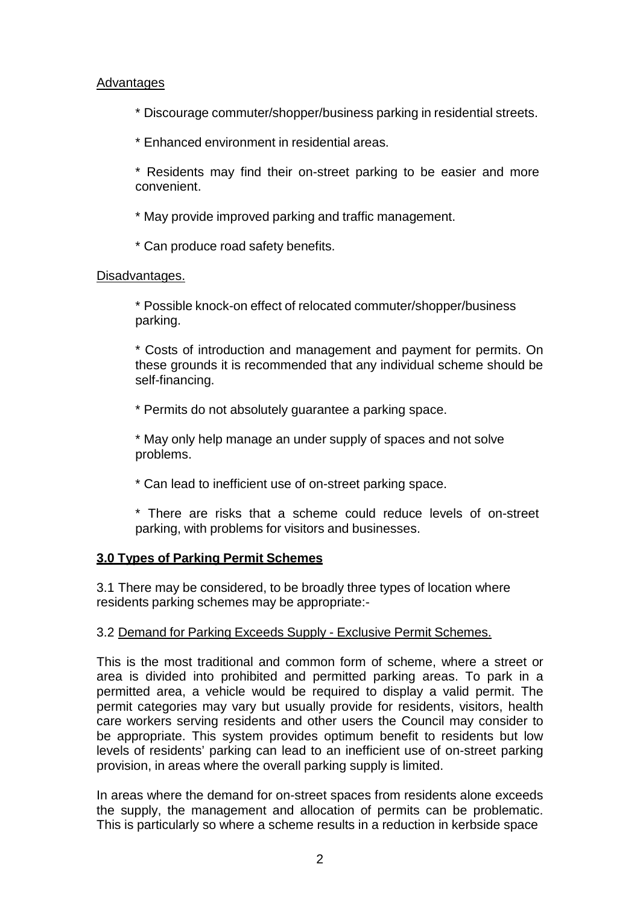Advantages

* Discourage commuter/shopper/business parking in residential streets.

* Enhanced environment in residential areas.

* Residents may find their on-street parking to be easier and more convenient.

* May provide improved parking and traffic management.

* Can produce road safety benefits.

Disadvantages.

* Possible knock-on effect of relocated commuter/shopper/business parking.

* Costs of introduction and management and payment for permits. On these grounds it is recommended that any individual scheme should be self-financing.

* Permits do not absolutely guarantee a parking space.

* May only help manage an under supply of spaces and not solve problems.

* Can lead to inefficient use of on-street parking space.

* There are risks that a scheme could reduce levels of on-street parking, with problems for visitors and businesses.

## 3.0 Types of Parking Permit Schemes

3.1 There may be considered, to be broadly three types of location where residents parking schemes may be appropriate:-

3.2 Demand for Parking Exceeds Supply - Exclusive Permit Schemes.

This is the most traditional and common form of scheme, where a street or area is divided into prohibited and permitted parking areas. To park in a permitted area, a vehicle would be required to display a valid permit. The permit categories may vary but usually provide for residents, visitors, health care workers serving residents and other users the Council may consider to be appropriate. This system provides optimum benefit to residents but low levels of residents' parking can lead to an inefficient use of on-street parking provision, in areas where the overall parking supply is limited.

In areas where the demand for on-street spaces from residents alone exceeds the supply, the management and allocation of permits can be problematic. This is particularly so where a scheme results in a reduction in kerbside space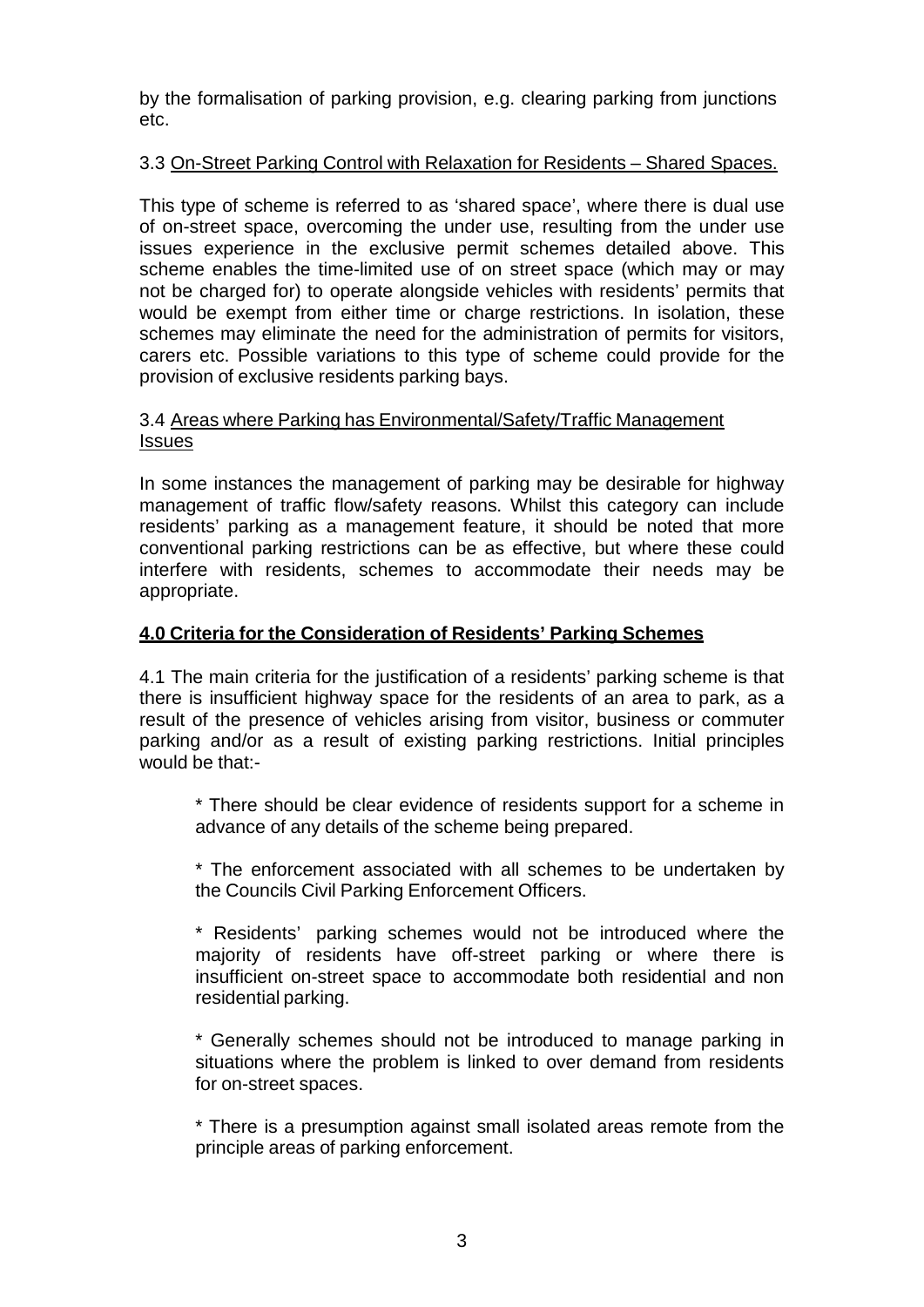by the formalisation of parking provision, e.g. clearing parking from junctions etc.

3.3 <u>On-Street Parking Control with Relaxation for Residents – Shared Spaces.</u>

This type of scheme is referred to as 'shared space', where there is dual use of on-street space, overcoming the under use, resulting from the under use issues experience in the exclusive permit schemes detailed above. This scheme enables the time-limited use of on street space (which may or may not be charged for) to operate alongside vehicles with residents' permits that would be exempt from either time or charge restrictions. In isolation, these schemes may eliminate the need for the administration of permits for visitors, carers etc. Possible variations to this type of scheme could provide for the provision of exclusive residents parking bays.

3.4 <u>Areas where Parking has Environmental/Safety/Traffic Management Issues</u>

In some instances the management of parking may be desirable for highway management of traffic flow/safety reasons. Whilst this category can include residents' parking as a management feature, it should be noted that more conventional parking restrictions can be as effective, but where these could interfere with residents, schemes to accommodate their needs may be appropriate.

## **<u>4.0 Criteria for the Consideration of Residents' Parking Schemes</u>**

4.1 The main criteria for the justification of a residents' parking scheme is that there is insufficient highway space for the residents of an area to park, as a result of the presence of vehicles arising from visitor, business or commuter parking and/or as a result of existing parking restrictions. Initial principles would be that:-

> * There should be clear evidence of residents support for a scheme in advance of any details of the scheme being prepared.
>
> * The enforcement associated with all schemes to be undertaken by the Councils Civil Parking Enforcement Officers.
>
> * Residents' parking schemes would not be introduced where the majority of residents have off-street parking or where there is insufficient on-street space to accommodate both residential and non residential parking.
>
> * Generally schemes should not be introduced to manage parking in situations where the problem is linked to over demand from residents for on-street spaces.
>
> * There is a presumption against small isolated areas remote from the principle areas of parking enforcement.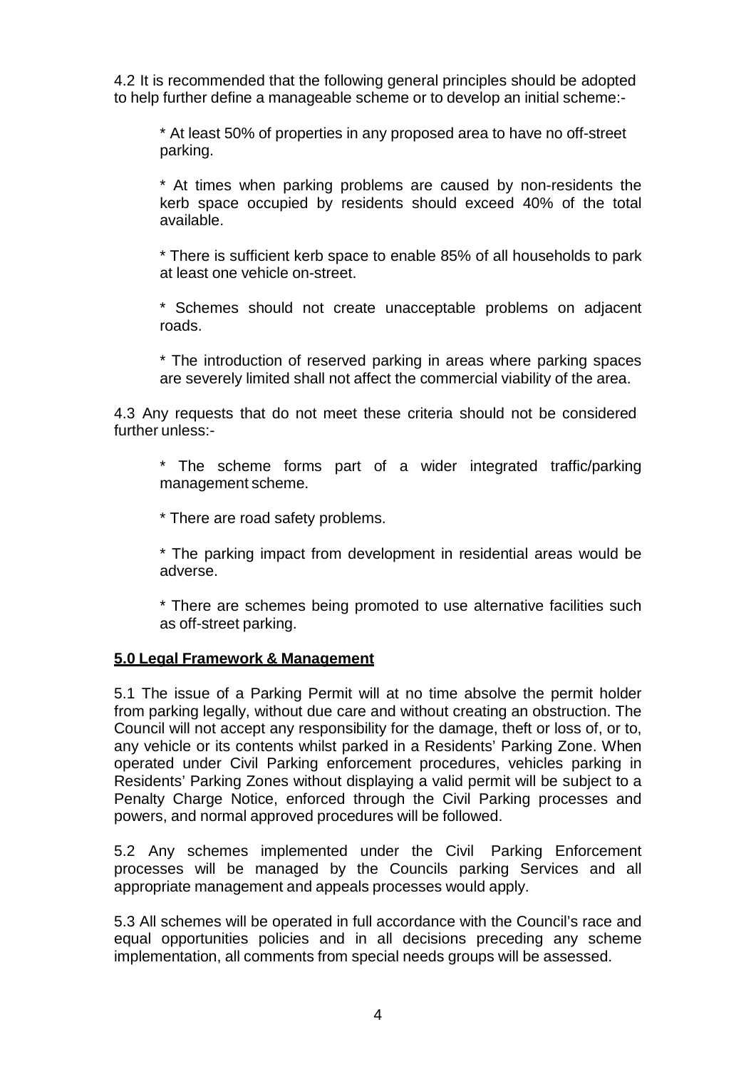4.2 It is recommended that the following general principles should be adopted to help further define a manageable scheme or to develop an initial scheme:-

* At least 50% of properties in any proposed area to have no off-street parking.

* At times when parking problems are caused by non-residents the kerb space occupied by residents should exceed 40% of the total available.

* There is sufficient kerb space to enable 85% of all households to park at least one vehicle on-street.

* Schemes should not create unacceptable problems on adjacent roads.

* The introduction of reserved parking in areas where parking spaces are severely limited shall not affect the commercial viability of the area.

4.3 Any requests that do not meet these criteria should not be considered further unless:-

* The scheme forms part of a wider integrated traffic/parking management scheme.

* There are road safety problems.

* The parking impact from development in residential areas would be adverse.

* There are schemes being promoted to use alternative facilities such as off-street parking.

## **5.0 Legal Framework & Management**

5.1 The issue of a Parking Permit will at no time absolve the permit holder from parking legally, without due care and without creating an obstruction. The Council will not accept any responsibility for the damage, theft or loss of, or to, any vehicle or its contents whilst parked in a Residents' Parking Zone. When operated under Civil Parking enforcement procedures, vehicles parking in Residents' Parking Zones without displaying a valid permit will be subject to a Penalty Charge Notice, enforced through the Civil Parking processes and powers, and normal approved procedures will be followed.

5.2 Any schemes implemented under the Civil Parking Enforcement processes will be managed by the Councils parking Services and all appropriate management and appeals processes would apply.

5.3 All schemes will be operated in full accordance with the Council's race and equal opportunities policies and in all decisions preceding any scheme implementation, all comments from special needs groups will be assessed.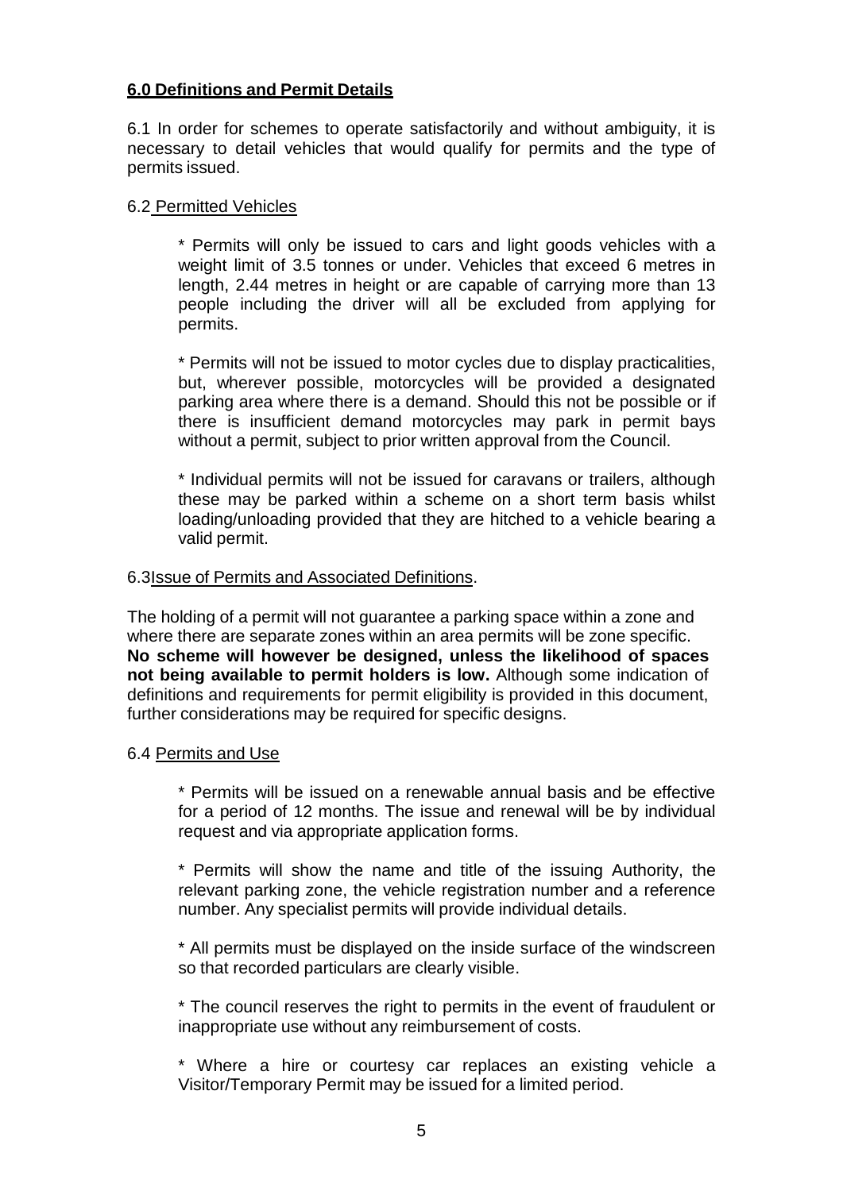## 6.0 Definitions and Permit Details

6.1 In order for schemes to operate satisfactorily and without ambiguity, it is necessary to detail vehicles that would qualify for permits and the type of permits issued.

6.2 Permitted Vehicles

* Permits will only be issued to cars and light goods vehicles with a weight limit of 3.5 tonnes or under. Vehicles that exceed 6 metres in length, 2.44 metres in height or are capable of carrying more than 13 people including the driver will all be excluded from applying for permits.

* Permits will not be issued to motor cycles due to display practicalities, but, wherever possible, motorcycles will be provided a designated parking area where there is a demand. Should this not be possible or if there is insufficient demand motorcycles may park in permit bays without a permit, subject to prior written approval from the Council.

* Individual permits will not be issued for caravans or trailers, although these may be parked within a scheme on a short term basis whilst loading/unloading provided that they are hitched to a vehicle bearing a valid permit.

6.3Issue of Permits and Associated Definitions.

The holding of a permit will not guarantee a parking space within a zone and where there are separate zones within an area permits will be zone specific. **No scheme will however be designed, unless the likelihood of spaces not being available to permit holders is low.** Although some indication of definitions and requirements for permit eligibility is provided in this document, further considerations may be required for specific designs.

6.4 Permits and Use

* Permits will be issued on a renewable annual basis and be effective for a period of 12 months. The issue and renewal will be by individual request and via appropriate application forms.

* Permits will show the name and title of the issuing Authority, the relevant parking zone, the vehicle registration number and a reference number. Any specialist permits will provide individual details.

* All permits must be displayed on the inside surface of the windscreen so that recorded particulars are clearly visible.

* The council reserves the right to permits in the event of fraudulent or inappropriate use without any reimbursement of costs.

* Where a hire or courtesy car replaces an existing vehicle a Visitor/Temporary Permit may be issued for a limited period.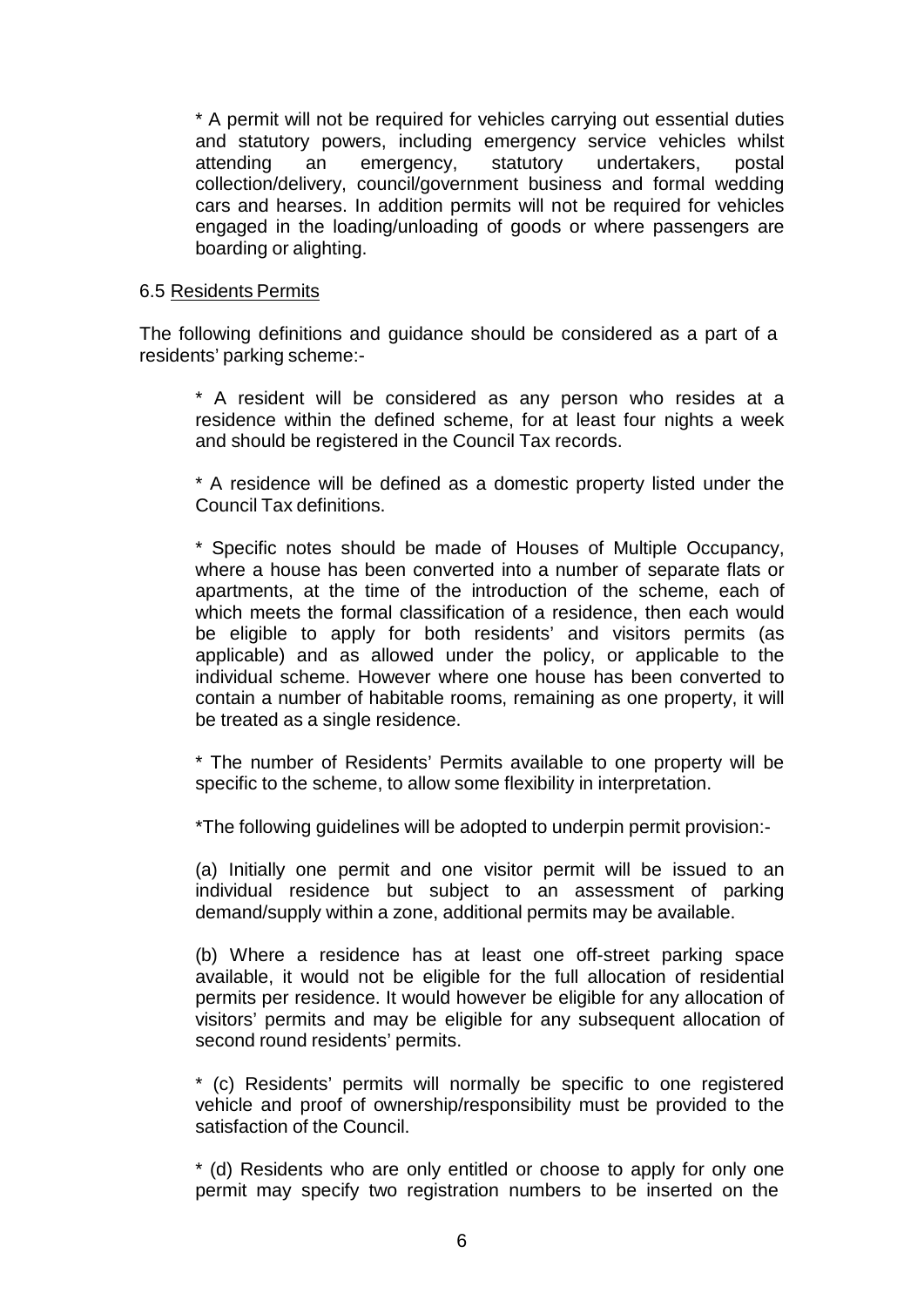* A permit will not be required for vehicles carrying out essential duties and statutory powers, including emergency service vehicles whilst attending an emergency, statutory undertakers, postal collection/delivery, council/government business and formal wedding cars and hearses. In addition permits will not be required for vehicles engaged in the loading/unloading of goods or where passengers are boarding or alighting.

6.5 <u>Residents Permits</u>

The following definitions and guidance should be considered as a part of a residents' parking scheme:-

* A resident will be considered as any person who resides at a residence within the defined scheme, for at least four nights a week and should be registered in the Council Tax records.

* A residence will be defined as a domestic property listed under the Council Tax definitions.

* Specific notes should be made of Houses of Multiple Occupancy, where a house has been converted into a number of separate flats or apartments, at the time of the introduction of the scheme, each of which meets the formal classification of a residence, then each would be eligible to apply for both residents' and visitors permits (as applicable) and as allowed under the policy, or applicable to the individual scheme. However where one house has been converted to contain a number of habitable rooms, remaining as one property, it will be treated as a single residence.

* The number of Residents' Permits available to one property will be specific to the scheme, to allow some flexibility in interpretation.

*The following guidelines will be adopted to underpin permit provision:-

(a) Initially one permit and one visitor permit will be issued to an individual residence but subject to an assessment of parking demand/supply within a zone, additional permits may be available.

(b) Where a residence has at least one off-street parking space available, it would not be eligible for the full allocation of residential permits per residence. It would however be eligible for any allocation of visitors' permits and may be eligible for any subsequent allocation of second round residents' permits.

* (c) Residents' permits will normally be specific to one registered vehicle and proof of ownership/responsibility must be provided to the satisfaction of the Council.

* (d) Residents who are only entitled or choose to apply for only one permit may specify two registration numbers to be inserted on the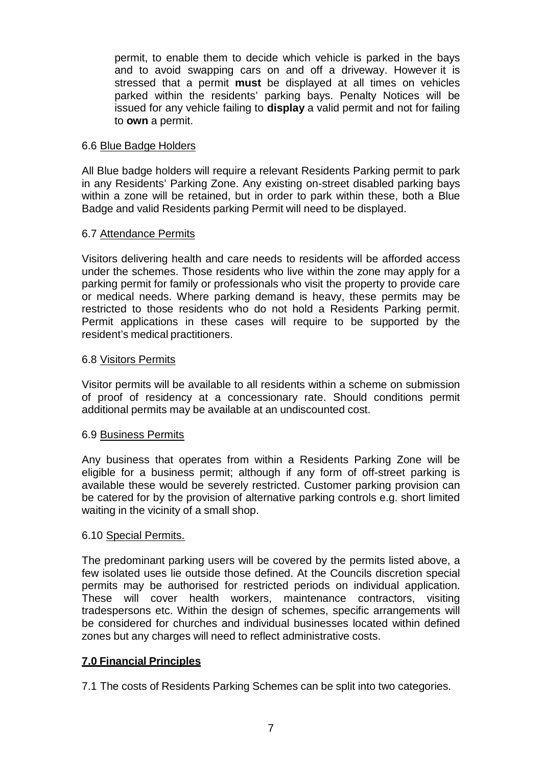permit, to enable them to decide which vehicle is parked in the bays and to avoid swapping cars on and off a driveway. However it is stressed that a permit **must** be displayed at all times on vehicles parked within the residents' parking bays. Penalty Notices will be issued for any vehicle failing to **display** a valid permit and not for failing to **own** a permit.

6.6 Blue Badge Holders

All Blue badge holders will require a relevant Residents Parking permit to park in any Residents' Parking Zone. Any existing on-street disabled parking bays within a zone will be retained, but in order to park within these, both a Blue Badge and valid Residents parking Permit will need to be displayed.

6.7 Attendance Permits

Visitors delivering health and care needs to residents will be afforded access under the schemes. Those residents who live within the zone may apply for a parking permit for family or professionals who visit the property to provide care or medical needs. Where parking demand is heavy, these permits may be restricted to those residents who do not hold a Residents Parking permit. Permit applications in these cases will require to be supported by the resident's medical practitioners.

6.8 Visitors Permits

Visitor permits will be available to all residents within a scheme on submission of proof of residency at a concessionary rate. Should conditions permit additional permits may be available at an undiscounted cost.

6.9 Business Permits

Any business that operates from within a Residents Parking Zone will be eligible for a business permit; although if any form of off-street parking is available these would be severely restricted. Customer parking provision can be catered for by the provision of alternative parking controls e.g. short limited waiting in the vicinity of a small shop.

6.10 Special Permits.

The predominant parking users will be covered by the permits listed above, a few isolated uses lie outside those defined. At the Councils discretion special permits may be authorised for restricted periods on individual application. These will cover health workers, maintenance contractors, visiting tradespersons etc. Within the design of schemes, specific arrangements will be considered for churches and individual businesses located within defined zones but any charges will need to reflect administrative costs.

## 7.0 Financial Principles

7.1 The costs of Residents Parking Schemes can be split into two categories.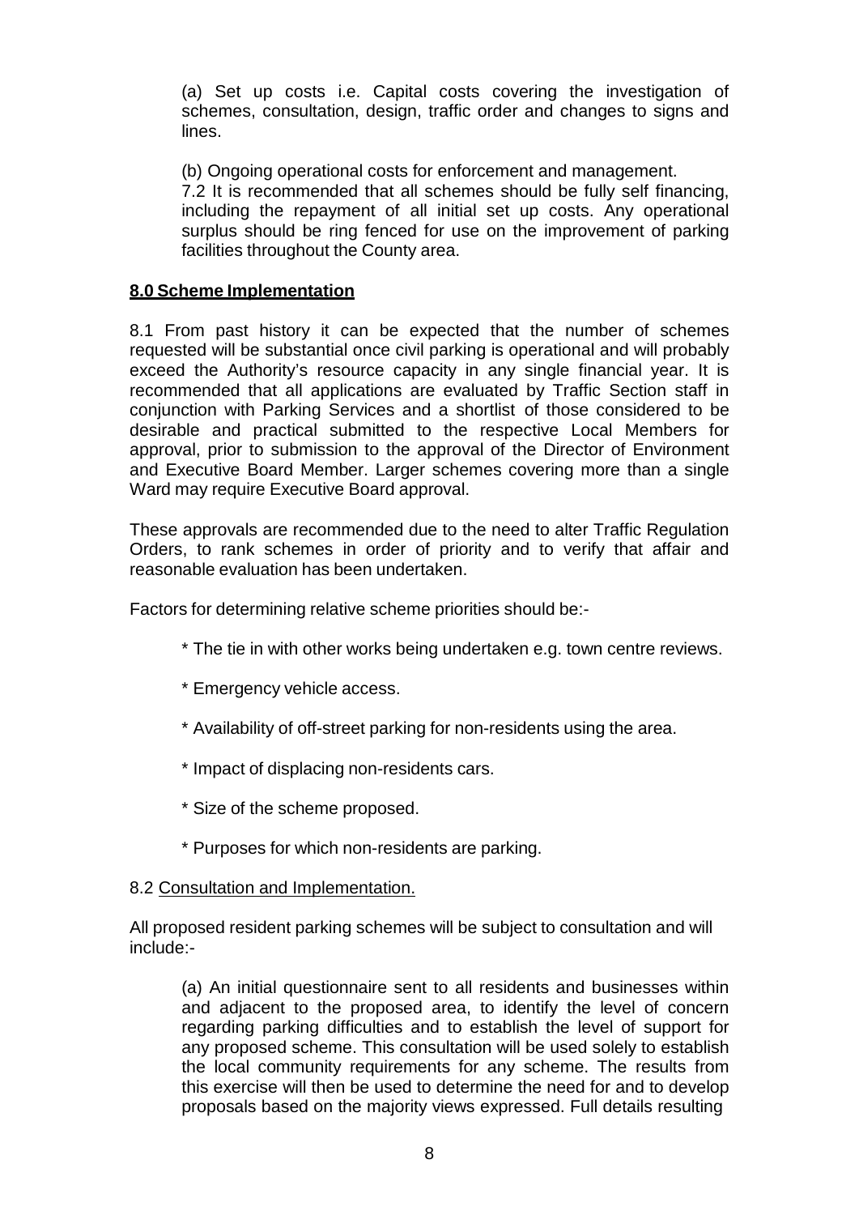(a) Set up costs i.e. Capital costs covering the investigation of schemes, consultation, design, traffic order and changes to signs and lines.

(b) Ongoing operational costs for enforcement and management.

7.2 It is recommended that all schemes should be fully self financing, including the repayment of all initial set up costs. Any operational surplus should be ring fenced for use on the improvement of parking facilities throughout the County area.

## **8.0 Scheme Implementation**

8.1 From past history it can be expected that the number of schemes requested will be substantial once civil parking is operational and will probably exceed the Authority's resource capacity in any single financial year. It is recommended that all applications are evaluated by Traffic Section staff in conjunction with Parking Services and a shortlist of those considered to be desirable and practical submitted to the respective Local Members for approval, prior to submission to the approval of the Director of Environment and Executive Board Member. Larger schemes covering more than a single Ward may require Executive Board approval.

These approvals are recommended due to the need to alter Traffic Regulation Orders, to rank schemes in order of priority and to verify that affair and reasonable evaluation has been undertaken.

Factors for determining relative scheme priorities should be:-

* The tie in with other works being undertaken e.g. town centre reviews.
* Emergency vehicle access.
* Availability of off-street parking for non-residents using the area.
* Impact of displacing non-residents cars.
* Size of the scheme proposed.
* Purposes for which non-residents are parking.

8.2 Consultation and Implementation.

All proposed resident parking schemes will be subject to consultation and will include:-

(a) An initial questionnaire sent to all residents and businesses within and adjacent to the proposed area, to identify the level of concern regarding parking difficulties and to establish the level of support for any proposed scheme. This consultation will be used solely to establish the local community requirements for any scheme. The results from this exercise will then be used to determine the need for and to develop proposals based on the majority views expressed. Full details resulting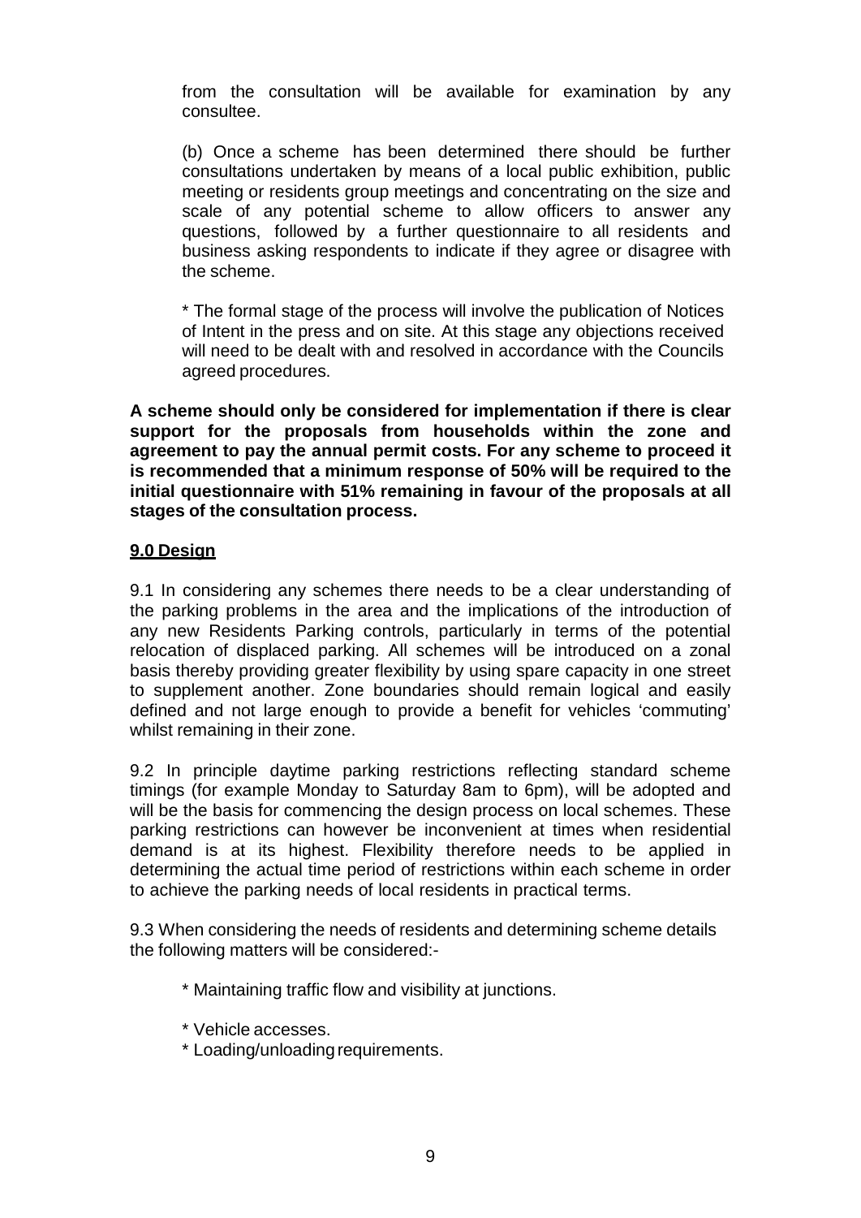from the consultation will be available for examination by any consultee.

(b) Once a scheme has been determined there should be further consultations undertaken by means of a local public exhibition, public meeting or residents group meetings and concentrating on the size and scale of any potential scheme to allow officers to answer any questions, followed by a further questionnaire to all residents and business asking respondents to indicate if they agree or disagree with the scheme.

* The formal stage of the process will involve the publication of Notices of Intent in the press and on site. At this stage any objections received will need to be dealt with and resolved in accordance with the Councils agreed procedures.

**A scheme should only be considered for implementation if there is clear support for the proposals from households within the zone and agreement to pay the annual permit costs. For any scheme to proceed it is recommended that a minimum response of 50% will be required to the initial questionnaire with 51% remaining in favour of the proposals at all stages of the consultation process.**

## 9.0 Design

9.1 In considering any schemes there needs to be a clear understanding of the parking problems in the area and the implications of the introduction of any new Residents Parking controls, particularly in terms of the potential relocation of displaced parking. All schemes will be introduced on a zonal basis thereby providing greater flexibility by using spare capacity in one street to supplement another. Zone boundaries should remain logical and easily defined and not large enough to provide a benefit for vehicles 'commuting' whilst remaining in their zone.

9.2 In principle daytime parking restrictions reflecting standard scheme timings (for example Monday to Saturday 8am to 6pm), will be adopted and will be the basis for commencing the design process on local schemes. These parking restrictions can however be inconvenient at times when residential demand is at its highest. Flexibility therefore needs to be applied in determining the actual time period of restrictions within each scheme in order to achieve the parking needs of local residents in practical terms.

9.3 When considering the needs of residents and determining scheme details the following matters will be considered:-

* Maintaining traffic flow and visibility at junctions.
* Vehicle accesses.
* Loading/unloading requirements.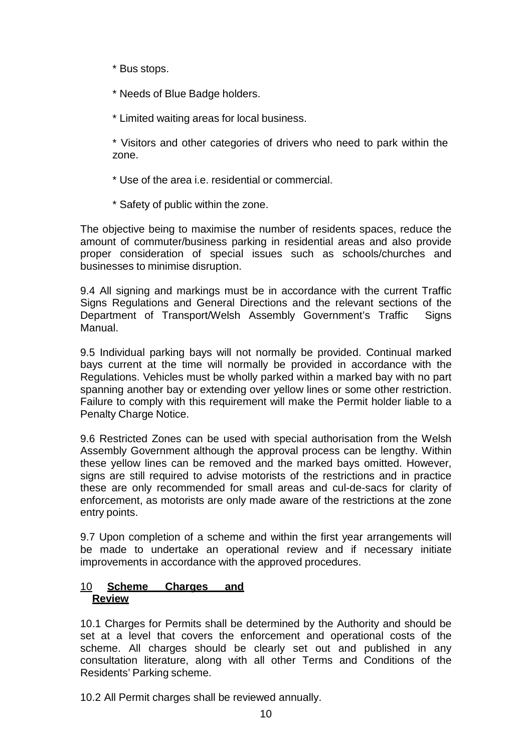* Bus stops.

* Needs of Blue Badge holders.

* Limited waiting areas for local business.

* Visitors and other categories of drivers who need to park within the zone.

* Use of the area i.e. residential or commercial.

* Safety of public within the zone.

The objective being to maximise the number of residents spaces, reduce the amount of commuter/business parking in residential areas and also provide proper consideration of special issues such as schools/churches and businesses to minimise disruption.

9.4 All signing and markings must be in accordance with the current Traffic Signs Regulations and General Directions and the relevant sections of the Department of Transport/Welsh Assembly Government's Traffic Signs Manual.

9.5 Individual parking bays will not normally be provided. Continual marked bays current at the time will normally be provided in accordance with the Regulations. Vehicles must be wholly parked within a marked bay with no part spanning another bay or extending over yellow lines or some other restriction. Failure to comply with this requirement will make the Permit holder liable to a Penalty Charge Notice.

9.6 Restricted Zones can be used with special authorisation from the Welsh Assembly Government although the approval process can be lengthy. Within these yellow lines can be removed and the marked bays omitted. However, signs are still required to advise motorists of the restrictions and in practice these are only recommended for small areas and cul-de-sacs for clarity of enforcement, as motorists are only made aware of the restrictions at the zone entry points.

9.7 Upon completion of a scheme and within the first year arrangements will be made to undertake an operational review and if necessary initiate improvements in accordance with the approved procedures.

## 10 **Scheme Charges and Review**

10.1 Charges for Permits shall be determined by the Authority and should be set at a level that covers the enforcement and operational costs of the scheme. All charges should be clearly set out and published in any consultation literature, along with all other Terms and Conditions of the Residents' Parking scheme.

10.2 All Permit charges shall be reviewed annually.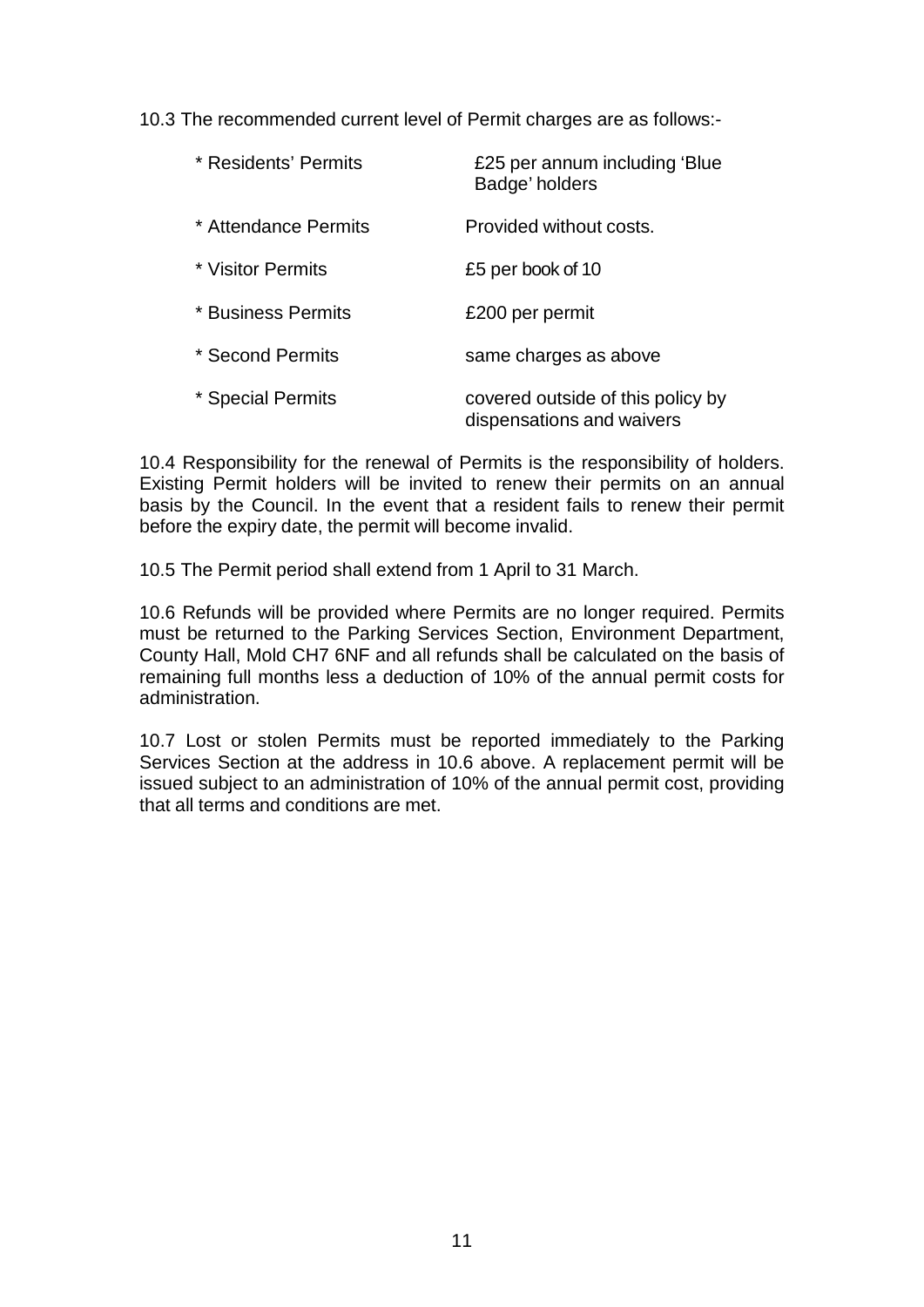10.3 The recommended current level of Permit charges are as follows:-

| | |
|---|---|
| * Residents' Permits | £25 per annum including 'Blue Badge' holders |
| * Attendance Permits | Provided without costs. |
| * Visitor Permits | £5 per book of 10 |
| * Business Permits | £200 per permit |
| * Second Permits | same charges as above |
| * Special Permits | covered outside of this policy by dispensations and waivers |

10.4 Responsibility for the renewal of Permits is the responsibility of holders. Existing Permit holders will be invited to renew their permits on an annual basis by the Council. In the event that a resident fails to renew their permit before the expiry date, the permit will become invalid.

10.5 The Permit period shall extend from 1 April to 31 March.

10.6 Refunds will be provided where Permits are no longer required. Permits must be returned to the Parking Services Section, Environment Department, County Hall, Mold CH7 6NF and all refunds shall be calculated on the basis of remaining full months less a deduction of 10% of the annual permit costs for administration.

10.7 Lost or stolen Permits must be reported immediately to the Parking Services Section at the address in 10.6 above. A replacement permit will be issued subject to an administration of 10% of the annual permit cost, providing that all terms and conditions are met.